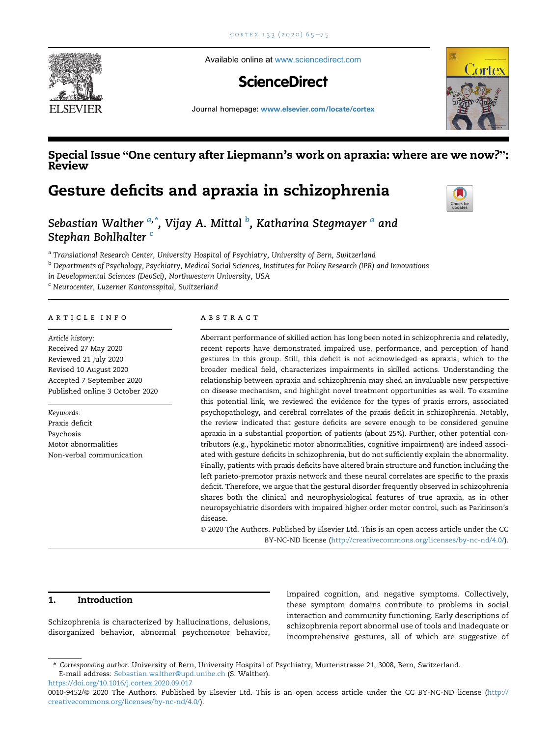Available online at www.sciencedirect.com

**ScienceDirect**

Journal homepage: www.elsevier.com/locate/cortex

**Special Issue "One century after Liepmann's work on apraxia: where are we now?": Review**

# Gesture deficits and apraxia in schizophrenia

*Sebastian Walther* [a,*], *Vijay A. Mittal* [b], *Katharina Stegmayer* [a] and *Stephan Bohlhalter* [c]

[a] *Translational Research Center, University Hospital of Psychiatry, University of Bern, Switzerland*

[b] *Departments of Psychology, Psychiatry, Medical Social Sciences, Institutes for Policy Research (IPR) and Innovations in Developmental Sciences (DevSci), Northwestern University, USA*

[c] *Neurocenter, Luzerner Kantonsspital, Switzerland*

## ARTICLE INFO

*Article history:*
Received 27 May 2020
Reviewed 21 July 2020
Revised 10 August 2020
Accepted 7 September 2020
Published online 3 October 2020

*Keywords:*
Praxis deficit
Psychosis
Motor abnormalities
Non-verbal communication

## ABSTRACT

Aberrant performance of skilled action has long been noted in schizophrenia and relatedly, recent reports have demonstrated impaired use, performance, and perception of hand gestures in this group. Still, this deficit is not acknowledged as apraxia, which to the broader medical field, characterizes impairments in skilled actions. Understanding the relationship between apraxia and schizophrenia may shed an invaluable new perspective on disease mechanism, and highlight novel treatment opportunities as well. To examine this potential link, we reviewed the evidence for the types of praxis errors, associated psychopathology, and cerebral correlates of the praxis deficit in schizophrenia. Notably, the review indicated that gesture deficits are severe enough to be considered genuine apraxia in a substantial proportion of patients (about 25%). Further, other potential contributors (e.g., hypokinetic motor abnormalities, cognitive impairment) are indeed associated with gesture deficits in schizophrenia, but do not sufficiently explain the abnormality. Finally, patients with praxis deficits have altered brain structure and function including the left parieto-premotor praxis network and these neural correlates are specific to the praxis deficit. Therefore, we argue that the gestural disorder frequently observed in schizophrenia shares both the clinical and neurophysiological features of true apraxia, as in other neuropsychiatric disorders with impaired higher order motor control, such as Parkinson's disease.

© 2020 The Authors. Published by Elsevier Ltd. This is an open access article under the CC BY-NC-ND license (http://creativecommons.org/licenses/by-nc-nd/4.0/).

## 1. Introduction

Schizophrenia is characterized by hallucinations, delusions, disorganized behavior, abnormal psychomotor behavior, impaired cognition, and negative symptoms. Collectively, these symptom domains contribute to problems in social interaction and community functioning. Early descriptions of schizophrenia report abnormal use of tools and inadequate or incomprehensive gestures, all of which are suggestive of

* *Corresponding author*. University of Bern, University Hospital of Psychiatry, Murtenstrasse 21, 3008, Bern, Switzerland.
E-mail address: Sebastian.walther@upd.unibe.ch (S. Walther).

https://doi.org/10.1016/j.cortex.2020.09.017

0010-9452/© 2020 The Authors. Published by Elsevier Ltd. This is an open access article under the CC BY-NC-ND license (http://creativecommons.org/licenses/by-nc-nd/4.0/).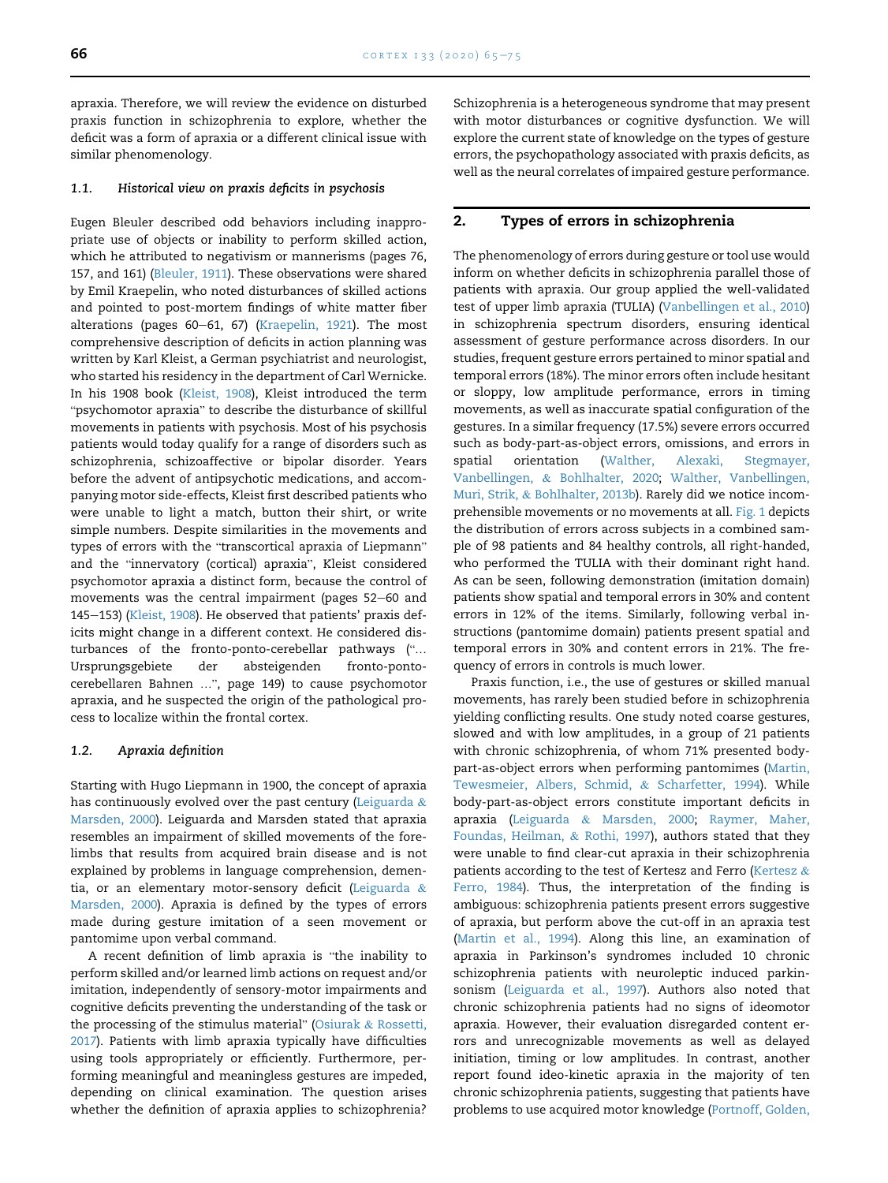apraxia. Therefore, we will review the evidence on disturbed praxis function in schizophrenia to explore, whether the deficit was a form of apraxia or a different clinical issue with similar phenomenology.

### 1.1. Historical view on praxis deficits in psychosis

Eugen Bleuler described odd behaviors including inappropriate use of objects or inability to perform skilled action, which he attributed to negativism or mannerisms (pages 76, 157, and 161) (Bleuler, 1911). These observations were shared by Emil Kraepelin, who noted disturbances of skilled actions and pointed to post-mortem findings of white matter fiber alterations (pages 60–61, 67) (Kraepelin, 1921). The most comprehensive description of deficits in action planning was written by Karl Kleist, a German psychiatrist and neurologist, who started his residency in the department of Carl Wernicke. In his 1908 book (Kleist, 1908), Kleist introduced the term "psychomotor apraxia" to describe the disturbance of skillful movements in patients with psychosis. Most of his psychosis patients would today qualify for a range of disorders such as schizophrenia, schizoaffective or bipolar disorder. Years before the advent of antipsychotic medications, and accompanying motor side-effects, Kleist first described patients who were unable to light a match, button their shirt, or write simple numbers. Despite similarities in the movements and types of errors with the "transcortical apraxia of Liepmann" and the "innervatory (cortical) apraxia", Kleist considered psychomotor apraxia a distinct form, because the control of movements was the central impairment (pages 52–60 and 145–153) (Kleist, 1908). He observed that patients' praxis deficits might change in a different context. He considered disturbances of the fronto-ponto-cerebellar pathways ("… Ursprungsgebiete der absteigenden fronto-ponto-cerebellaren Bahnen …", page 149) to cause psychomotor apraxia, and he suspected the origin of the pathological process to localize within the frontal cortex.

### 1.2. Apraxia definition

Starting with Hugo Liepmann in 1900, the concept of apraxia has continuously evolved over the past century (Leiguarda & Marsden, 2000). Leiguarda and Marsden stated that apraxia resembles an impairment of skilled movements of the forelimbs that results from acquired brain disease and is not explained by problems in language comprehension, dementia, or an elementary motor-sensory deficit (Leiguarda & Marsden, 2000). Apraxia is defined by the types of errors made during gesture imitation of a seen movement or pantomime upon verbal command.

A recent definition of limb apraxia is "the inability to perform skilled and/or learned limb actions on request and/or imitation, independently of sensory-motor impairments and cognitive deficits preventing the understanding of the task or the processing of the stimulus material" (Osiurak & Rossetti, 2017). Patients with limb apraxia typically have difficulties using tools appropriately or efficiently. Furthermore, performing meaningful and meaningless gestures are impeded, depending on clinical examination. The question arises whether the definition of apraxia applies to schizophrenia? Schizophrenia is a heterogeneous syndrome that may present with motor disturbances or cognitive dysfunction. We will explore the current state of knowledge on the types of gesture errors, the psychopathology associated with praxis deficits, as well as the neural correlates of impaired gesture performance.

## 2. Types of errors in schizophrenia

The phenomenology of errors during gesture or tool use would inform on whether deficits in schizophrenia parallel those of patients with apraxia. Our group applied the well-validated test of upper limb apraxia (TULIA) (Vanbellingen et al., 2010) in schizophrenia spectrum disorders, ensuring identical assessment of gesture performance across disorders. In our studies, frequent gesture errors pertained to minor spatial and temporal errors (18%). The minor errors often include hesitant or sloppy, low amplitude performance, errors in timing movements, as well as inaccurate spatial configuration of the gestures. In a similar frequency (17.5%) severe errors occurred such as body-part-as-object errors, omissions, and errors in spatial orientation (Walther, Alexaki, Stegmayer, Vanbellingen, & Bohlhalter, 2020; Walther, Vanbellingen, Muri, Strik, & Bohlhalter, 2013b). Rarely did we notice incomprehensible movements or no movements at all. Fig. 1 depicts the distribution of errors across subjects in a combined sample of 98 patients and 84 healthy controls, all right-handed, who performed the TULIA with their dominant right hand. As can be seen, following demonstration (imitation domain) patients show spatial and temporal errors in 30% and content errors in 12% of the items. Similarly, following verbal instructions (pantomime domain) patients present spatial and temporal errors in 30% and content errors in 21%. The frequency of errors in controls is much lower.

Praxis function, i.e., the use of gestures or skilled manual movements, has rarely been studied before in schizophrenia yielding conflicting results. One study noted coarse gestures, slowed and with low amplitudes, in a group of 21 patients with chronic schizophrenia, of whom 71% presented body-part-as-object errors when performing pantomimes (Martin, Tewesmeier, Albers, Schmid, & Scharfetter, 1994). While body-part-as-object errors constitute important deficits in apraxia (Leiguarda & Marsden, 2000; Raymer, Maher, Foundas, Heilman, & Rothi, 1997), authors stated that they were unable to find clear-cut apraxia in their schizophrenia patients according to the test of Kertesz and Ferro (Kertesz & Ferro, 1984). Thus, the interpretation of the finding is ambiguous: schizophrenia patients present errors suggestive of apraxia, but perform above the cut-off in an apraxia test (Martin et al., 1994). Along this line, an examination of apraxia in Parkinson's syndromes included 10 chronic schizophrenia patients with neuroleptic induced parkinsonism (Leiguarda et al., 1997). Authors also noted that chronic schizophrenia patients had no signs of ideomotor apraxia. However, their evaluation disregarded content errors and unrecognizable movements as well as delayed initiation, timing or low amplitudes. In contrast, another report found ideo-kinetic apraxia in the majority of ten chronic schizophrenia patients, suggesting that patients have problems to use acquired motor knowledge (Portnoff, Golden,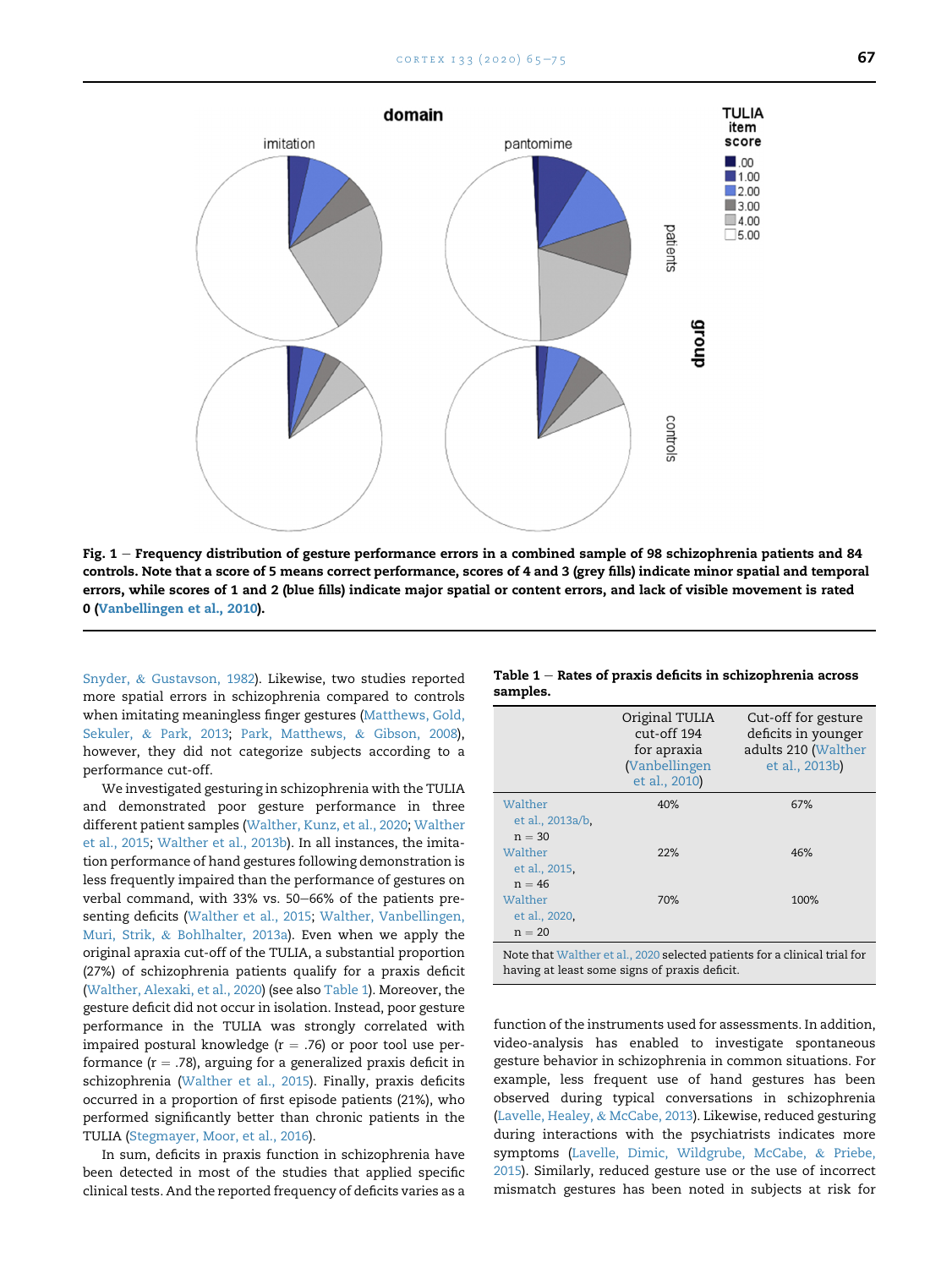**Fig. 1 – Frequency distribution of gesture performance errors in a combined sample of 98 schizophrenia patients and 84 controls. Note that a score of 5 means correct performance, scores of 4 and 3 (grey fills) indicate minor spatial and temporal errors, while scores of 1 and 2 (blue fills) indicate major spatial or content errors, and lack of visible movement is rated 0 (Vanbellingen et al., 2010).**

Snyder, & Gustavson, 1982). Likewise, two studies reported more spatial errors in schizophrenia compared to controls when imitating meaningless finger gestures (Matthews, Gold, Sekuler, & Park, 2013; Park, Matthews, & Gibson, 2008), however, they did not categorize subjects according to a performance cut-off.

We investigated gesturing in schizophrenia with the TULIA and demonstrated poor gesture performance in three different patient samples (Walther, Kunz, et al., 2020; Walther et al., 2015; Walther et al., 2013b). In all instances, the imitation performance of hand gestures following demonstration is less frequently impaired than the performance of gestures on verbal command, with 33% vs. 50–66% of the patients presenting deficits (Walther et al., 2015; Walther, Vanbellingen, Muri, Strik, & Bohlhalter, 2013a). Even when we apply the original apraxia cut-off of the TULIA, a substantial proportion (27%) of schizophrenia patients qualify for a praxis deficit (Walther, Alexaki, et al., 2020) (see also Table 1). Moreover, the gesture deficit did not occur in isolation. Instead, poor gesture performance in the TULIA was strongly correlated with impaired postural knowledge ($r = .76$) or poor tool use performance ($r = .78$), arguing for a generalized praxis deficit in schizophrenia (Walther et al., 2015). Finally, praxis deficits occurred in a proportion of first episode patients (21%), who performed significantly better than chronic patients in the TULIA (Stegmayer, Moor, et al., 2016).

In sum, deficits in praxis function in schizophrenia have been detected in most of the studies that applied specific clinical tests. And the reported frequency of deficits varies as a function of the instruments used for assessments. In addition, video-analysis has enabled to investigate spontaneous gesture behavior in schizophrenia in common situations. For example, less frequent use of hand gestures has been observed during typical conversations in schizophrenia (Lavelle, Healey, & McCabe, 2013). Likewise, reduced gesturing during interactions with the psychiatrists indicates more symptoms (Lavelle, Dimic, Wildgrube, McCabe, & Priebe, 2015). Similarly, reduced gesture use or the use of incorrect mismatch gestures has been noted in subjects at risk for

**Table 1 – Rates of praxis deficits in schizophrenia across samples.**

| | Original TULIA cut-off 194 for apraxia (Vanbellingen et al., 2010) | Cut-off for gesture deficits in younger adults 210 (Walther et al., 2013b) |
|---|---|---|
| Walther et al., 2013a/b, n = 30 | 40% | 67% |
| Walther et al., 2015, n = 46 | 22% | 46% |
| Walther et al., 2020, n = 20 | 70% | 100% |

Note that Walther et al., 2020 selected patients for a clinical trial for having at least some signs of praxis deficit.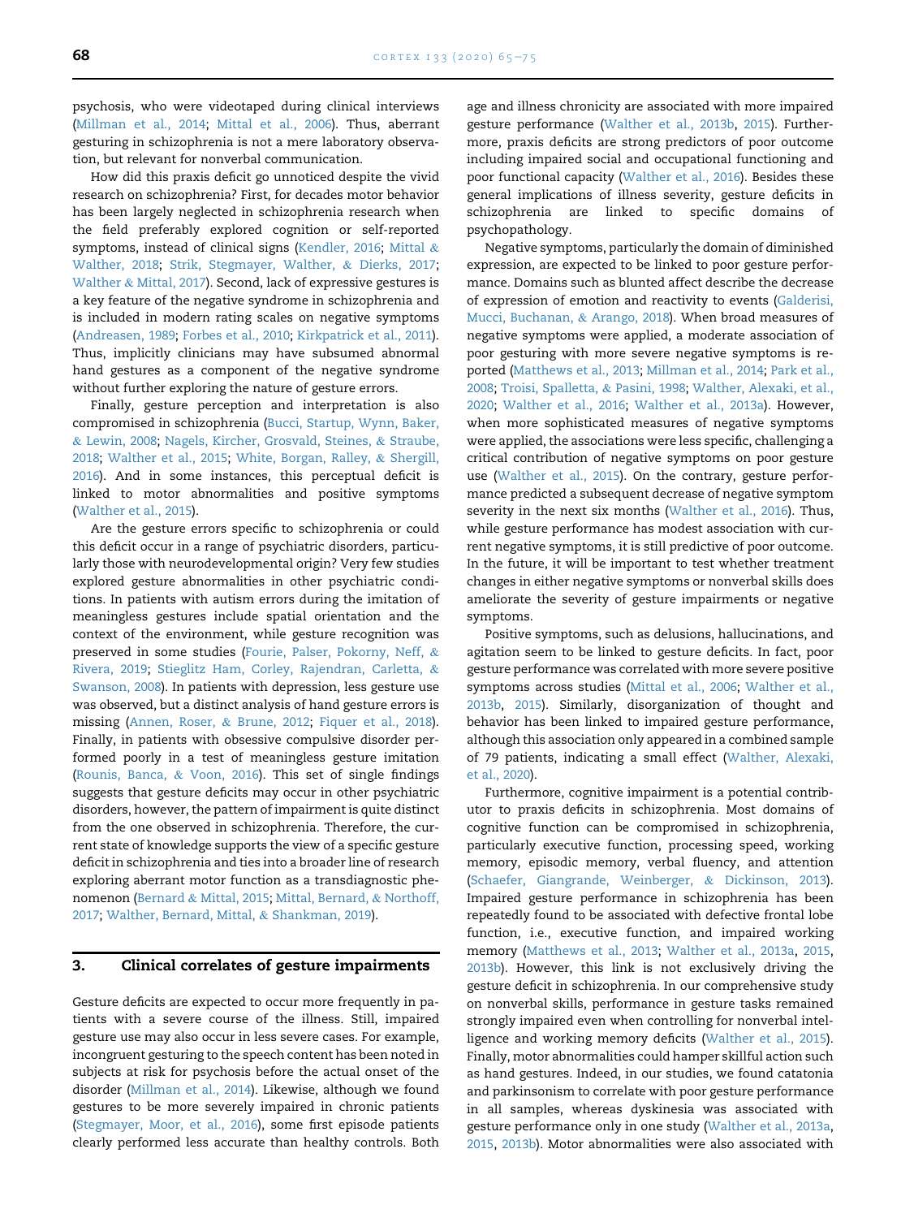psychosis, who were videotaped during clinical interviews (Millman et al., 2014; Mittal et al., 2006). Thus, aberrant gesturing in schizophrenia is not a mere laboratory observation, but relevant for nonverbal communication.

How did this praxis deficit go unnoticed despite the vivid research on schizophrenia? First, for decades motor behavior has been largely neglected in schizophrenia research when the field preferably explored cognition or self-reported symptoms, instead of clinical signs (Kendler, 2016; Mittal & Walther, 2018; Strik, Stegmayer, Walther, & Dierks, 2017; Walther & Mittal, 2017). Second, lack of expressive gestures is a key feature of the negative syndrome in schizophrenia and is included in modern rating scales on negative symptoms (Andreasen, 1989; Forbes et al., 2010; Kirkpatrick et al., 2011). Thus, implicitly clinicians may have subsumed abnormal hand gestures as a component of the negative syndrome without further exploring the nature of gesture errors.

Finally, gesture perception and interpretation is also compromised in schizophrenia (Bucci, Startup, Wynn, Baker, & Lewin, 2008; Nagels, Kircher, Grosvald, Steines, & Straube, 2018; Walther et al., 2015; White, Borgan, Ralley, & Shergill, 2016). And in some instances, this perceptual deficit is linked to motor abnormalities and positive symptoms (Walther et al., 2015).

Are the gesture errors specific to schizophrenia or could this deficit occur in a range of psychiatric disorders, particularly those with neurodevelopmental origin? Very few studies explored gesture abnormalities in other psychiatric conditions. In patients with autism errors during the imitation of meaningless gestures include spatial orientation and the context of the environment, while gesture recognition was preserved in some studies (Fourie, Palser, Pokorny, Neff, & Rivera, 2019; Stieglitz Ham, Corley, Rajendran, Carletta, & Swanson, 2008). In patients with depression, less gesture use was observed, but a distinct analysis of hand gesture errors is missing (Annen, Roser, & Brune, 2012; Fiquer et al., 2018). Finally, in patients with obsessive compulsive disorder performed poorly in a test of meaningless gesture imitation (Rounis, Banca, & Voon, 2016). This set of single findings suggests that gesture deficits may occur in other psychiatric disorders, however, the pattern of impairment is quite distinct from the one observed in schizophrenia. Therefore, the current state of knowledge supports the view of a specific gesture deficit in schizophrenia and ties into a broader line of research exploring aberrant motor function as a transdiagnostic phenomenon (Bernard & Mittal, 2015; Mittal, Bernard, & Northoff, 2017; Walther, Bernard, Mittal, & Shankman, 2019).

## 3. Clinical correlates of gesture impairments

Gesture deficits are expected to occur more frequently in patients with a severe course of the illness. Still, impaired gesture use may also occur in less severe cases. For example, incongruent gesturing to the speech content has been noted in subjects at risk for psychosis before the actual onset of the disorder (Millman et al., 2014). Likewise, although we found gestures to be more severely impaired in chronic patients (Stegmayer, Moor, et al., 2016), some first episode patients clearly performed less accurate than healthy controls. Both age and illness chronicity are associated with more impaired gesture performance (Walther et al., 2013b, 2015). Furthermore, praxis deficits are strong predictors of poor outcome including impaired social and occupational functioning and poor functional capacity (Walther et al., 2016). Besides these general implications of illness severity, gesture deficits in schizophrenia are linked to specific domains of psychopathology.

Negative symptoms, particularly the domain of diminished expression, are expected to be linked to poor gesture performance. Domains such as blunted affect describe the decrease of expression of emotion and reactivity to events (Galderisi, Mucci, Buchanan, & Arango, 2018). When broad measures of negative symptoms were applied, a moderate association of poor gesturing with more severe negative symptoms is reported (Matthews et al., 2013; Millman et al., 2014; Park et al., 2008; Troisi, Spalletta, & Pasini, 1998; Walther, Alexaki, et al., 2020; Walther et al., 2016; Walther et al., 2013a). However, when more sophisticated measures of negative symptoms were applied, the associations were less specific, challenging a critical contribution of negative symptoms on poor gesture use (Walther et al., 2015). On the contrary, gesture performance predicted a subsequent decrease of negative symptom severity in the next six months (Walther et al., 2016). Thus, while gesture performance has modest association with current negative symptoms, it is still predictive of poor outcome. In the future, it will be important to test whether treatment changes in either negative symptoms or nonverbal skills does ameliorate the severity of gesture impairments or negative symptoms.

Positive symptoms, such as delusions, hallucinations, and agitation seem to be linked to gesture deficits. In fact, poor gesture performance was correlated with more severe positive symptoms across studies (Mittal et al., 2006; Walther et al., 2013b, 2015). Similarly, disorganization of thought and behavior has been linked to impaired gesture performance, although this association only appeared in a combined sample of 79 patients, indicating a small effect (Walther, Alexaki, et al., 2020).

Furthermore, cognitive impairment is a potential contributor to praxis deficits in schizophrenia. Most domains of cognitive function can be compromised in schizophrenia, particularly executive function, processing speed, working memory, episodic memory, verbal fluency, and attention (Schaefer, Giangrande, Weinberger, & Dickinson, 2013). Impaired gesture performance in schizophrenia has been repeatedly found to be associated with defective frontal lobe function, i.e., executive function, and impaired working memory (Matthews et al., 2013; Walther et al., 2013a, 2015, 2013b). However, this link is not exclusively driving the gesture deficit in schizophrenia. In our comprehensive study on nonverbal skills, performance in gesture tasks remained strongly impaired even when controlling for nonverbal intelligence and working memory deficits (Walther et al., 2015). Finally, motor abnormalities could hamper skillful action such as hand gestures. Indeed, in our studies, we found catatonia and parkinsonism to correlate with poor gesture performance in all samples, whereas dyskinesia was associated with gesture performance only in one study (Walther et al., 2013a, 2015, 2013b). Motor abnormalities were also associated with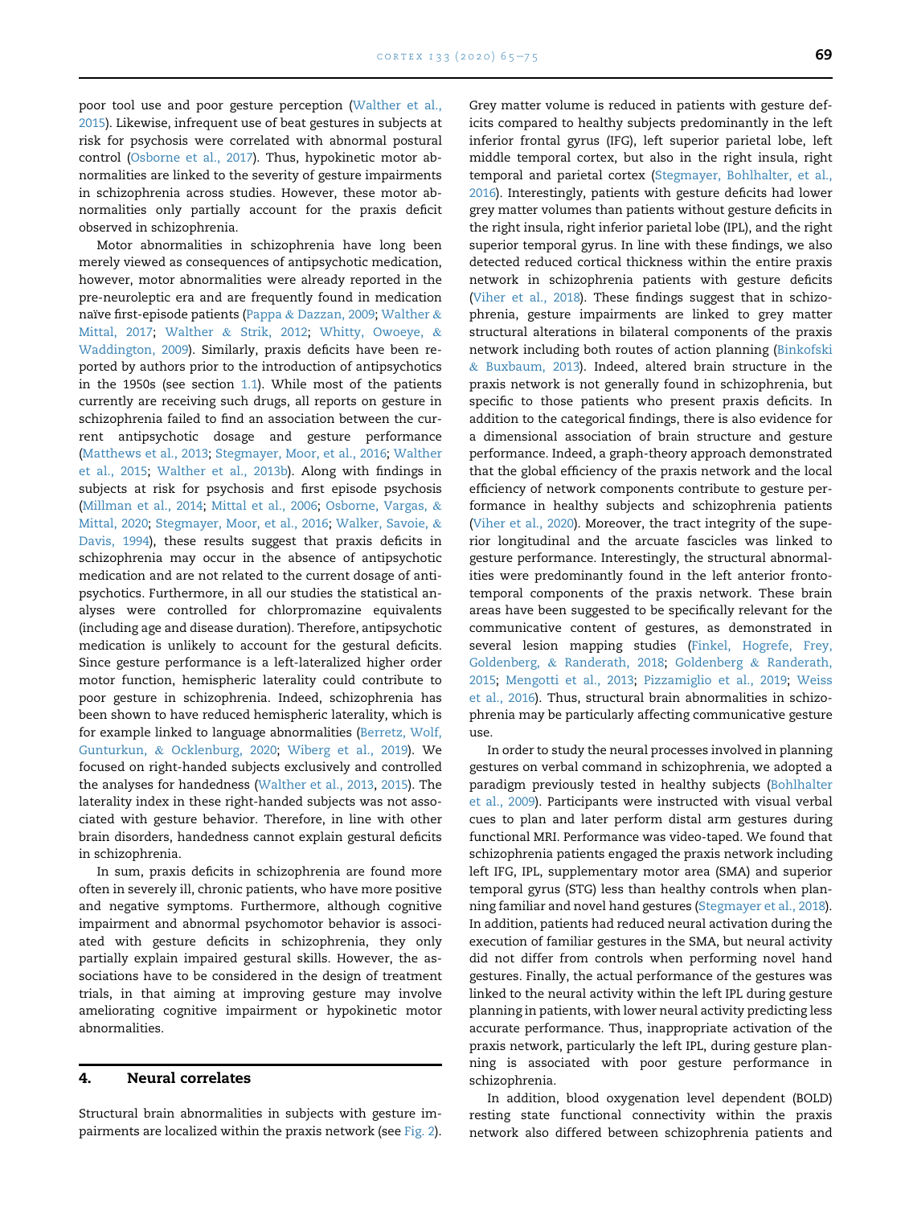poor tool use and poor gesture perception (Walther et al., 2015). Likewise, infrequent use of beat gestures in subjects at risk for psychosis were correlated with abnormal postural control (Osborne et al., 2017). Thus, hypokinetic motor abnormalities are linked to the severity of gesture impairments in schizophrenia across studies. However, these motor abnormalities only partially account for the praxis deficit observed in schizophrenia.

Motor abnormalities in schizophrenia have long been merely viewed as consequences of antipsychotic medication, however, motor abnormalities were already reported in the pre-neuroleptic era and are frequently found in medication naïve first-episode patients (Pappa & Dazzan, 2009; Walther & Mittal, 2017; Walther & Strik, 2012; Whitty, Owoeye, & Waddington, 2009). Similarly, praxis deficits have been reported by authors prior to the introduction of antipsychotics in the 1950s (see section 1.1). While most of the patients currently are receiving such drugs, all reports on gesture in schizophrenia failed to find an association between the current antipsychotic dosage and gesture performance (Matthews et al., 2013; Stegmayer, Moor, et al., 2016; Walther et al., 2015; Walther et al., 2013b). Along with findings in subjects at risk for psychosis and first episode psychosis (Millman et al., 2014; Mittal et al., 2006; Osborne, Vargas, & Mittal, 2020; Stegmayer, Moor, et al., 2016; Walker, Savoie, & Davis, 1994), these results suggest that praxis deficits in schizophrenia may occur in the absence of antipsychotic medication and are not related to the current dosage of antipsychotics. Furthermore, in all our studies the statistical analyses were controlled for chlorpromazine equivalents (including age and disease duration). Therefore, antipsychotic medication is unlikely to account for the gestural deficits. Since gesture performance is a left-lateralized higher order motor function, hemispheric laterality could contribute to poor gesture in schizophrenia. Indeed, schizophrenia has been shown to have reduced hemispheric laterality, which is for example linked to language abnormalities (Berretz, Wolf, Gunturkun, & Ocklenburg, 2020; Wiberg et al., 2019). We focused on right-handed subjects exclusively and controlled the analyses for handedness (Walther et al., 2013, 2015). The laterality index in these right-handed subjects was not associated with gesture behavior. Therefore, in line with other brain disorders, handedness cannot explain gestural deficits in schizophrenia.

In sum, praxis deficits in schizophrenia are found more often in severely ill, chronic patients, who have more positive and negative symptoms. Furthermore, although cognitive impairment and abnormal psychomotor behavior is associated with gesture deficits in schizophrenia, they only partially explain impaired gestural skills. However, the associations have to be considered in the design of treatment trials, in that aiming at improving gesture may involve ameliorating cognitive impairment or hypokinetic motor abnormalities.

## 4. Neural correlates

Structural brain abnormalities in subjects with gesture impairments are localized within the praxis network (see Fig. 2). Grey matter volume is reduced in patients with gesture deficits compared to healthy subjects predominantly in the left inferior frontal gyrus (IFG), left superior parietal lobe, left middle temporal cortex, but also in the right insula, right temporal and parietal cortex (Stegmayer, Bohlhalter, et al., 2016). Interestingly, patients with gesture deficits had lower grey matter volumes than patients without gesture deficits in the right insula, right inferior parietal lobe (IPL), and the right superior temporal gyrus. In line with these findings, we also detected reduced cortical thickness within the entire praxis network in schizophrenia patients with gesture deficits (Viher et al., 2018). These findings suggest that in schizophrenia, gesture impairments are linked to grey matter structural alterations in bilateral components of the praxis network including both routes of action planning (Binkofski & Buxbaum, 2013). Indeed, altered brain structure in the praxis network is not generally found in schizophrenia, but specific to those patients who present praxis deficits. In addition to the categorical findings, there is also evidence for a dimensional association of brain structure and gesture performance. Indeed, a graph-theory approach demonstrated that the global efficiency of the praxis network and the local efficiency of network components contribute to gesture performance in healthy subjects and schizophrenia patients (Viher et al., 2020). Moreover, the tract integrity of the superior longitudinal and the arcuate fascicles was linked to gesture performance. Interestingly, the structural abnormalities were predominantly found in the left anterior fronto-temporal components of the praxis network. These brain areas have been suggested to be specifically relevant for the communicative content of gestures, as demonstrated in several lesion mapping studies (Finkel, Hogrefe, Frey, Goldenberg, & Randerath, 2018; Goldenberg & Randerath, 2015; Mengotti et al., 2013; Pizzamiglio et al., 2019; Weiss et al., 2016). Thus, structural brain abnormalities in schizophrenia may be particularly affecting communicative gesture use.

In order to study the neural processes involved in planning gestures on verbal command in schizophrenia, we adopted a paradigm previously tested in healthy subjects (Bohlhalter et al., 2009). Participants were instructed with visual verbal cues to plan and later perform distal arm gestures during functional MRI. Performance was video-taped. We found that schizophrenia patients engaged the praxis network including left IFG, IPL, supplementary motor area (SMA) and superior temporal gyrus (STG) less than healthy controls when planning familiar and novel hand gestures (Stegmayer et al., 2018). In addition, patients had reduced neural activation during the execution of familiar gestures in the SMA, but neural activity did not differ from controls when performing novel hand gestures. Finally, the actual performance of the gestures was linked to the neural activity within the left IPL during gesture planning in patients, with lower neural activity predicting less accurate performance. Thus, inappropriate activation of the praxis network, particularly the left IPL, during gesture planning is associated with poor gesture performance in schizophrenia.

In addition, blood oxygenation level dependent (BOLD) resting state functional connectivity within the praxis network also differed between schizophrenia patients and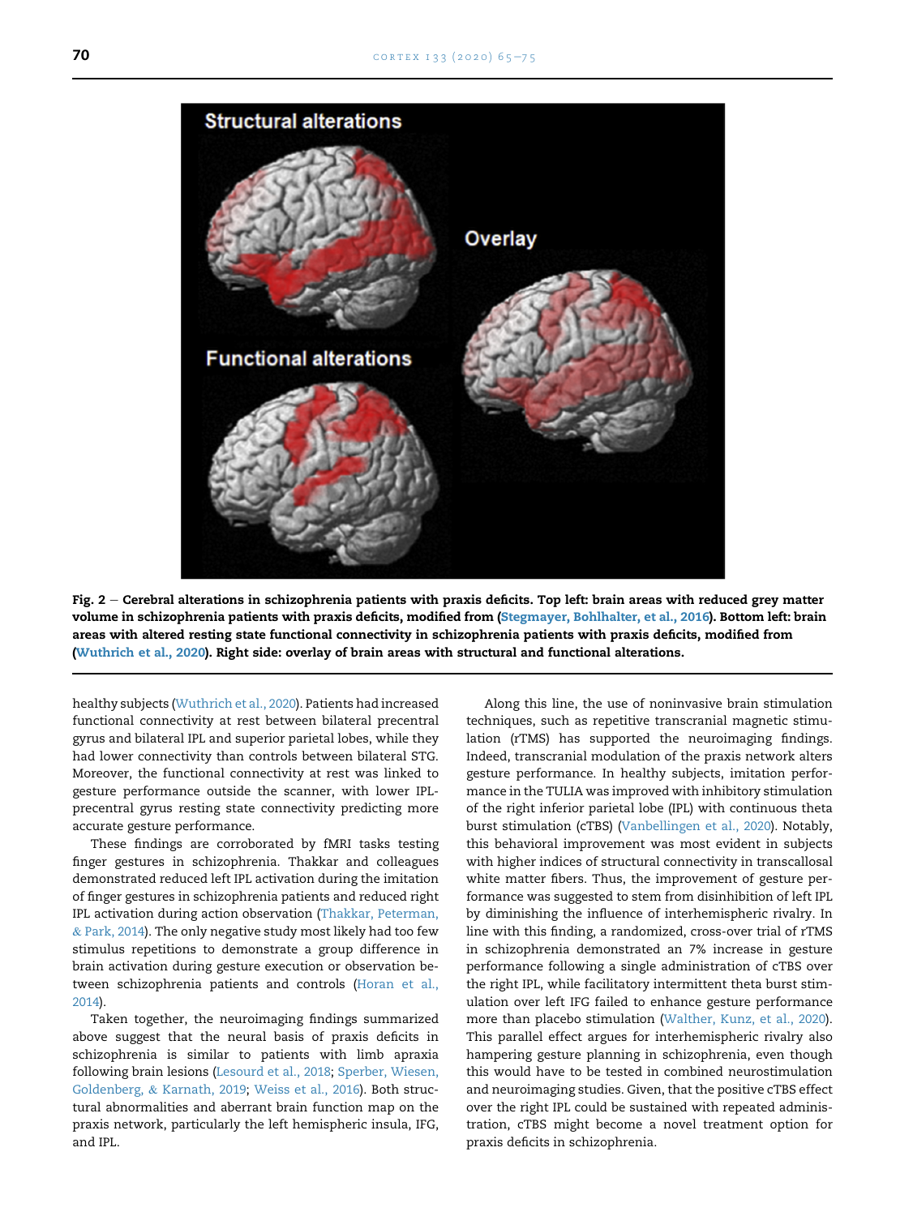Fig. 2 — Cerebral alterations in schizophrenia patients with praxis deficits. Top left: brain areas with reduced grey matter volume in schizophrenia patients with praxis deficits, modified from (Stegmayer, Bohlhalter, et al., 2016). Bottom left: brain areas with altered resting state functional connectivity in schizophrenia patients with praxis deficits, modified from (Wuthrich et al., 2020). Right side: overlay of brain areas with structural and functional alterations.

healthy subjects (Wuthrich et al., 2020). Patients had increased functional connectivity at rest between bilateral precentral gyrus and bilateral IPL and superior parietal lobes, while they had lower connectivity than controls between bilateral STG. Moreover, the functional connectivity at rest was linked to gesture performance outside the scanner, with lower IPL-precentral gyrus resting state connectivity predicting more accurate gesture performance.

These findings are corroborated by fMRI tasks testing finger gestures in schizophrenia. Thakkar and colleagues demonstrated reduced left IPL activation during the imitation of finger gestures in schizophrenia patients and reduced right IPL activation during action observation (Thakkar, Peterman, & Park, 2014). The only negative study most likely had too few stimulus repetitions to demonstrate a group difference in brain activation during gesture execution or observation between schizophrenia patients and controls (Horan et al., 2014).

Taken together, the neuroimaging findings summarized above suggest that the neural basis of praxis deficits in schizophrenia is similar to patients with limb apraxia following brain lesions (Lesourd et al., 2018; Sperber, Wiesen, Goldenberg, & Karnath, 2019; Weiss et al., 2016). Both structural abnormalities and aberrant brain function map on the praxis network, particularly the left hemispheric insula, IFG, and IPL.

Along this line, the use of noninvasive brain stimulation techniques, such as repetitive transcranial magnetic stimulation (rTMS) has supported the neuroimaging findings. Indeed, transcranial modulation of the praxis network alters gesture performance. In healthy subjects, imitation performance in the TULIA was improved with inhibitory stimulation of the right inferior parietal lobe (IPL) with continuous theta burst stimulation (cTBS) (Vanbellingen et al., 2020). Notably, this behavioral improvement was most evident in subjects with higher indices of structural connectivity in transcallosal white matter fibers. Thus, the improvement of gesture performance was suggested to stem from disinhibition of left IPL by diminishing the influence of interhemispheric rivalry. In line with this finding, a randomized, cross-over trial of rTMS in schizophrenia demonstrated an 7% increase in gesture performance following a single administration of cTBS over the right IPL, while facilitatory intermittent theta burst stimulation over left IFG failed to enhance gesture performance more than placebo stimulation (Walther, Kunz, et al., 2020). This parallel effect argues for interhemispheric rivalry also hampering gesture planning in schizophrenia, even though this would have to be tested in combined neurostimulation and neuroimaging studies. Given, that the positive cTBS effect over the right IPL could be sustained with repeated administration, cTBS might become a novel treatment option for praxis deficits in schizophrenia.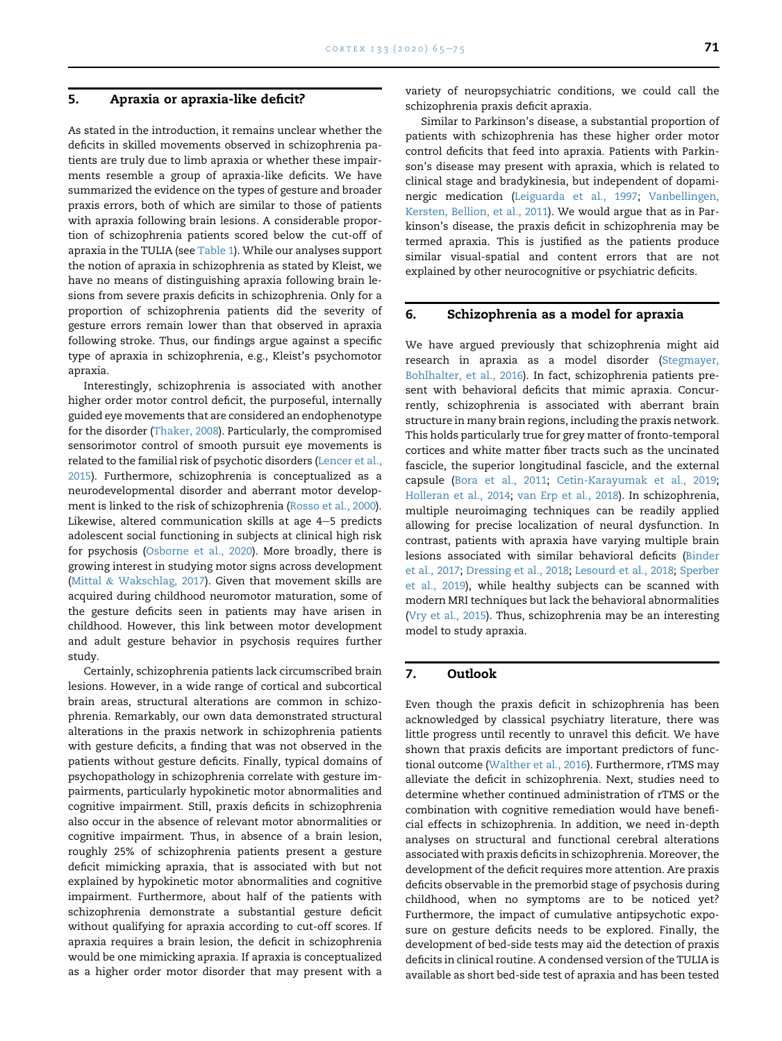## 5. Apraxia or apraxia-like deficit?

As stated in the introduction, it remains unclear whether the deficits in skilled movements observed in schizophrenia patients are truly due to limb apraxia or whether these impairments resemble a group of apraxia-like deficits. We have summarized the evidence on the types of gesture and broader praxis errors, both of which are similar to those of patients with apraxia following brain lesions. A considerable proportion of schizophrenia patients scored below the cut-off of apraxia in the TULIA (see Table 1). While our analyses support the notion of apraxia in schizophrenia as stated by Kleist, we have no means of distinguishing apraxia following brain lesions from severe praxis deficits in schizophrenia. Only for a proportion of schizophrenia patients did the severity of gesture errors remain lower than that observed in apraxia following stroke. Thus, our findings argue against a specific type of apraxia in schizophrenia, e.g., Kleist's psychomotor apraxia.

Interestingly, schizophrenia is associated with another higher order motor control deficit, the purposeful, internally guided eye movements that are considered an endophenotype for the disorder (Thaker, 2008). Particularly, the compromised sensorimotor control of smooth pursuit eye movements is related to the familial risk of psychotic disorders (Lencer et al., 2015). Furthermore, schizophrenia is conceptualized as a neurodevelopmental disorder and aberrant motor development is linked to the risk of schizophrenia (Rosso et al., 2000). Likewise, altered communication skills at age 4–5 predicts adolescent social functioning in subjects at clinical high risk for psychosis (Osborne et al., 2020). More broadly, there is growing interest in studying motor signs across development (Mittal & Wakschlag, 2017). Given that movement skills are acquired during childhood neuromotor maturation, some of the gesture deficits seen in patients may have arisen in childhood. However, this link between motor development and adult gesture behavior in psychosis requires further study.

Certainly, schizophrenia patients lack circumscribed brain lesions. However, in a wide range of cortical and subcortical brain areas, structural alterations are common in schizophrenia. Remarkably, our own data demonstrated structural alterations in the praxis network in schizophrenia patients with gesture deficits, a finding that was not observed in the patients without gesture deficits. Finally, typical domains of psychopathology in schizophrenia correlate with gesture impairments, particularly hypokinetic motor abnormalities and cognitive impairment. Still, praxis deficits in schizophrenia also occur in the absence of relevant motor abnormalities or cognitive impairment. Thus, in absence of a brain lesion, roughly 25% of schizophrenia patients present a gesture deficit mimicking apraxia, that is associated with but not explained by hypokinetic motor abnormalities and cognitive impairment. Furthermore, about half of the patients with schizophrenia demonstrate a substantial gesture deficit without qualifying for apraxia according to cut-off scores. If apraxia requires a brain lesion, the deficit in schizophrenia would be one mimicking apraxia. If apraxia is conceptualized as a higher order motor disorder that may present with a variety of neuropsychiatric conditions, we could call the schizophrenia praxis deficit apraxia.

Similar to Parkinson's disease, a substantial proportion of patients with schizophrenia has these higher order motor control deficits that feed into apraxia. Patients with Parkinson's disease may present with apraxia, which is related to clinical stage and bradykinesia, but independent of dopaminergic medication (Leiguarda et al., 1997; Vanbellingen, Kersten, Bellion, et al., 2011). We would argue that as in Parkinson's disease, the praxis deficit in schizophrenia may be termed apraxia. This is justified as the patients produce similar visual-spatial and content errors that are not explained by other neurocognitive or psychiatric deficits.

## 6. Schizophrenia as a model for apraxia

We have argued previously that schizophrenia might aid research in apraxia as a model disorder (Stegmayer, Bohlhalter, et al., 2016). In fact, schizophrenia patients present with behavioral deficits that mimic apraxia. Concurrently, schizophrenia is associated with aberrant brain structure in many brain regions, including the praxis network. This holds particularly true for grey matter of fronto-temporal cortices and white matter fiber tracts such as the uncinated fascicle, the superior longitudinal fascicle, and the external capsule (Bora et al., 2011; Cetin-Karayumak et al., 2019; Holleran et al., 2014; van Erp et al., 2018). In schizophrenia, multiple neuroimaging techniques can be readily applied allowing for precise localization of neural dysfunction. In contrast, patients with apraxia have varying multiple brain lesions associated with similar behavioral deficits (Binder et al., 2017; Dressing et al., 2018; Lesourd et al., 2018; Sperber et al., 2019), while healthy subjects can be scanned with modern MRI techniques but lack the behavioral abnormalities (Vry et al., 2015). Thus, schizophrenia may be an interesting model to study apraxia.

## 7. Outlook

Even though the praxis deficit in schizophrenia has been acknowledged by classical psychiatry literature, there was little progress until recently to unravel this deficit. We have shown that praxis deficits are important predictors of functional outcome (Walther et al., 2016). Furthermore, rTMS may alleviate the deficit in schizophrenia. Next, studies need to determine whether continued administration of rTMS or the combination with cognitive remediation would have beneficial effects in schizophrenia. In addition, we need in-depth analyses on structural and functional cerebral alterations associated with praxis deficits in schizophrenia. Moreover, the development of the deficit requires more attention. Are praxis deficits observable in the premorbid stage of psychosis during childhood, when no symptoms are to be noticed yet? Furthermore, the impact of cumulative antipsychotic exposure on gesture deficits needs to be explored. Finally, the development of bed-side tests may aid the detection of praxis deficits in clinical routine. A condensed version of the TULIA is available as short bed-side test of apraxia and has been tested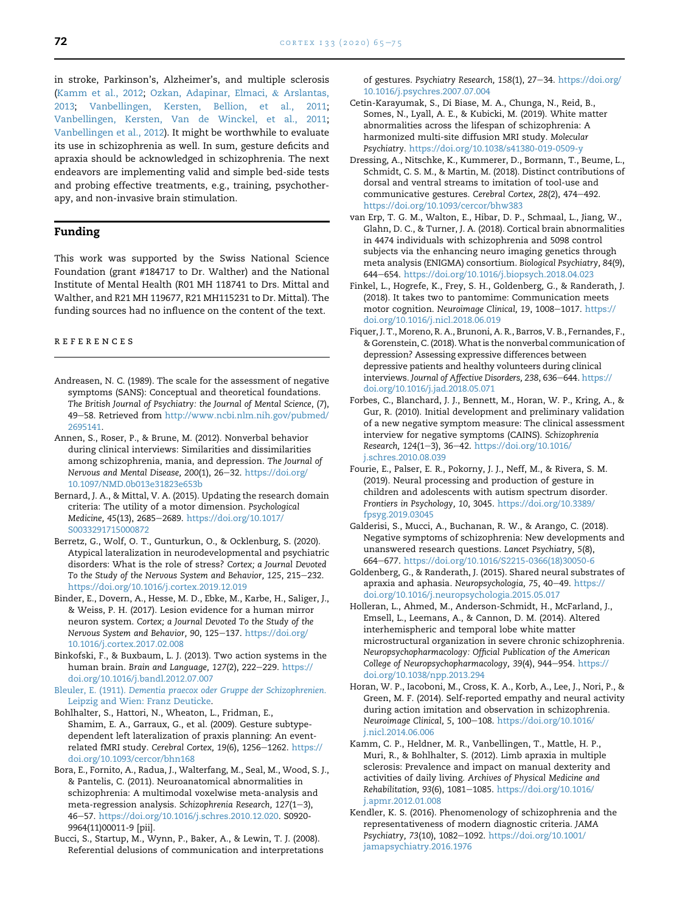in stroke, Parkinson's, Alzheimer's, and multiple sclerosis (Kamm et al., 2012; Ozkan, Adapinar, Elmaci, & Arslantas, 2013; Vanbellingen, Kersten, Bellion, et al., 2011; Vanbellingen, Kersten, Van de Winckel, et al., 2011; Vanbellingen et al., 2012). It might be worthwhile to evaluate its use in schizophrenia as well. In sum, gesture deficits and apraxia should be acknowledged in schizophrenia. The next endeavors are implementing valid and simple bed-side tests and probing effective treatments, e.g., training, psychotherapy, and non-invasive brain stimulation.

## Funding

This work was supported by the Swiss National Science Foundation (grant #184717 to Dr. Walther) and the National Institute of Mental Health (R01 MH 118741 to Drs. Mittal and Walther, and R21 MH 119677, R21 MH115231 to Dr. Mittal). The funding sources had no influence on the content of the text.

## REFERENCES

Andreasen, N. C. (1989). The scale for the assessment of negative symptoms (SANS): Conceptual and theoretical foundations. *The British Journal of Psychiatry: the Journal of Mental Science*, (7), 49–58. Retrieved from http://www.ncbi.nlm.nih.gov/pubmed/2695141.

Annen, S., Roser, P., & Brune, M. (2012). Nonverbal behavior during clinical interviews: Similarities and dissimilarities among schizophrenia, mania, and depression. *The Journal of Nervous and Mental Disease, 200*(1), 26–32. https://doi.org/10.1097/NMD.0b013e31823e653b

Bernard, J. A., & Mittal, V. A. (2015). Updating the research domain criteria: The utility of a motor dimension. *Psychological Medicine, 45*(13), 2685–2689. https://doi.org/10.1017/S0033291715000872

Berretz, G., Wolf, O. T., Gunturkun, O., & Ocklenburg, S. (2020). Atypical lateralization in neurodevelopmental and psychiatric disorders: What is the role of stress? *Cortex; a Journal Devoted To the Study of the Nervous System and Behavior, 125*, 215–232. https://doi.org/10.1016/j.cortex.2019.12.019

Binder, E., Dovern, A., Hesse, M. D., Ebke, M., Karbe, H., Saliger, J., & Weiss, P. H. (2017). Lesion evidence for a human mirror neuron system. *Cortex; a Journal Devoted To the Study of the Nervous System and Behavior, 90*, 125–137. https://doi.org/10.1016/j.cortex.2017.02.008

Binkofski, F., & Buxbaum, L. J. (2013). Two action systems in the human brain. *Brain and Language, 127*(2), 222–229. https://doi.org/10.1016/j.bandl.2012.07.007

Bleuler, E. (1911). *Dementia praecox oder Gruppe der Schizophrenien.* Leipzig and Wien: Franz Deuticke.

Bohlhalter, S., Hattori, N., Wheaton, L., Fridman, E., Shamim, E. A., Garraux, G., et al. (2009). Gesture subtype-dependent left lateralization of praxis planning: An event-related fMRI study. *Cerebral Cortex, 19*(6), 1256–1262. https://doi.org/10.1093/cercor/bhn168

Bora, E., Fornito, A., Radua, J., Walterfang, M., Seal, M., Wood, S. J., & Pantelis, C. (2011). Neuroanatomical abnormalities in schizophrenia: A multimodal voxelwise meta-analysis and meta-regression analysis. *Schizophrenia Research, 127*(1–3), 46–57. https://doi.org/10.1016/j.schres.2010.12.020. S0920-9964(11)00011-9 [pii].

Bucci, S., Startup, M., Wynn, P., Baker, A., & Lewin, T. J. (2008). Referential delusions of communication and interpretations of gestures. *Psychiatry Research, 158*(1), 27–34. https://doi.org/10.1016/j.psychres.2007.07.004

Cetin-Karayumak, S., Di Biase, M. A., Chunga, N., Reid, B., Somes, N., Lyall, A. E., & Kubicki, M. (2019). White matter abnormalities across the lifespan of schizophrenia: A harmonized multi-site diffusion MRI study. *Molecular Psychiatry*. https://doi.org/10.1038/s41380-019-0509-y

Dressing, A., Nitschke, K., Kummerer, D., Bormann, T., Beume, L., Schmidt, C. S. M., & Martin, M. (2018). Distinct contributions of dorsal and ventral streams to imitation of tool-use and communicative gestures. *Cerebral Cortex, 28*(2), 474–492. https://doi.org/10.1093/cercor/bhw383

van Erp, T. G. M., Walton, E., Hibar, D. P., Schmaal, L., Jiang, W., Glahn, D. C., & Turner, J. A. (2018). Cortical brain abnormalities in 4474 individuals with schizophrenia and 5098 control subjects via the enhancing neuro imaging genetics through meta analysis (ENIGMA) consortium. *Biological Psychiatry, 84*(9), 644–654. https://doi.org/10.1016/j.biopsych.2018.04.023

Finkel, L., Hogrefe, K., Frey, S. H., Goldenberg, G., & Randerath, J. (2018). It takes two to pantomime: Communication meets motor cognition. *Neuroimage Clinical, 19*, 1008–1017. https://doi.org/10.1016/j.nicl.2018.06.019

Fiquer, J. T., Moreno, R. A., Brunoni, A. R., Barros, V. B., Fernandes, F., & Gorenstein, C. (2018). What is the nonverbal communication of depression? Assessing expressive differences between depressive patients and healthy volunteers during clinical interviews. *Journal of Affective Disorders, 238*, 636–644. https://doi.org/10.1016/j.jad.2018.05.071

Forbes, C., Blanchard, J. J., Bennett, M., Horan, W. P., Kring, A., & Gur, R. (2010). Initial development and preliminary validation of a new negative symptom measure: The clinical assessment interview for negative symptoms (CAINS). *Schizophrenia Research, 124*(1–3), 36–42. https://doi.org/10.1016/j.schres.2010.08.039

Fourie, E., Palser, E. R., Pokorny, J. J., Neff, M., & Rivera, S. M. (2019). Neural processing and production of gesture in children and adolescents with autism spectrum disorder. *Frontiers in Psychology, 10*, 3045. https://doi.org/10.3389/fpsyg.2019.03045

Galderisi, S., Mucci, A., Buchanan, R. W., & Arango, C. (2018). Negative symptoms of schizophrenia: New developments and unanswered research questions. *Lancet Psychiatry, 5*(8), 664–677. https://doi.org/10.1016/S2215-0366(18)30050-6

Goldenberg, G., & Randerath, J. (2015). Shared neural substrates of apraxia and aphasia. *Neuropsychologia, 75*, 40–49. https://doi.org/10.1016/j.neuropsychologia.2015.05.017

Holleran, L., Ahmed, M., Anderson-Schmidt, H., McFarland, J., Emsell, L., Leemans, A., & Cannon, D. M. (2014). Altered interhemispheric and temporal lobe white matter microstructural organization in severe chronic schizophrenia. *Neuropsychopharmacology: Official Publication of the American College of Neuropsychopharmacology, 39*(4), 944–954. https://doi.org/10.1038/npp.2013.294

Horan, W. P., Iacoboni, M., Cross, K. A., Korb, A., Lee, J., Nori, P., & Green, M. F. (2014). Self-reported empathy and neural activity during action imitation and observation in schizophrenia. *Neuroimage Clinical, 5*, 100–108. https://doi.org/10.1016/j.nicl.2014.06.006

Kamm, C. P., Heldner, M. R., Vanbellingen, T., Mattle, H. P., Muri, R., & Bohlhalter, S. (2012). Limb apraxia in multiple sclerosis: Prevalence and impact on manual dexterity and activities of daily living. *Archives of Physical Medicine and Rehabilitation, 93*(6), 1081–1085. https://doi.org/10.1016/j.apmr.2012.01.008

Kendler, K. S. (2016). Phenomenology of schizophrenia and the representativeness of modern diagnostic criteria. *JAMA Psychiatry, 73*(10), 1082–1092. https://doi.org/10.1001/jamapsychiatry.2016.1976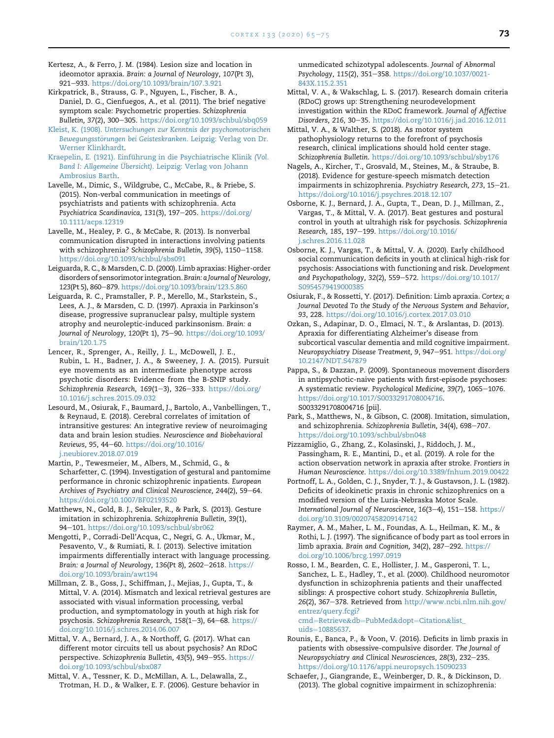Kertesz, A., & Ferro, J. M. (1984). Lesion size and location in ideomotor apraxia. *Brain: a Journal of Neurology, 107*(Pt 3), 921–933. https://doi.org/10.1093/brain/107.3.921

Kirkpatrick, B., Strauss, G. P., Nguyen, L., Fischer, B. A., Daniel, D. G., Cienfuegos, A., et al. (2011). The brief negative symptom scale: Psychometric properties. *Schizophrenia Bulletin, 37*(2), 300–305. https://doi.org/10.1093/schbul/sbq059

Kleist, K. (1908). *Untersuchungen zur Kenntnis der psychomotorischen Bewegungsstörungen bei Geisteskranken*. Leipzig: Verlag von Dr. Werner Klinkhardt.

Kraepelin, E. (1921). *Einführung in die Psychiatrische Klinik (Vol. Band I: Allgemeine Übersicht)*. Leipzig: Verlag von Johann Ambrosius Barth.

Lavelle, M., Dimic, S., Wildgrube, C., McCabe, R., & Priebe, S. (2015). Non-verbal communication in meetings of psychiatrists and patients with schizophrenia. *Acta Psychiatrica Scandinavica, 131*(3), 197–205. https://doi.org/10.1111/acps.12319

Lavelle, M., Healey, P. G., & McCabe, R. (2013). Is nonverbal communication disrupted in interactions involving patients with schizophrenia? *Schizophrenia Bulletin, 39*(5), 1150–1158. https://doi.org/10.1093/schbul/sbs091

Leiguarda, R. C., & Marsden, C. D. (2000). Limb apraxias: Higher-order disorders of sensorimotor integration. *Brain: a Journal of Neurology, 123*(Pt 5), 860–879. https://doi.org/10.1093/brain/123.5.860

Leiguarda, R. C., Pramstaller, P. P., Merello, M., Starkstein, S., Lees, A. J., & Marsden, C. D. (1997). Apraxia in Parkinson's disease, progressive supranuclear palsy, multiple system atrophy and neuroleptic-induced parkinsonism. *Brain: a Journal of Neurology, 120*(Pt 1), 75–90. https://doi.org/10.1093/brain/120.1.75

Lencer, R., Sprenger, A., Reilly, J. L., McDowell, J. E., Rubin, L. H., Badner, J. A., & Sweeney, J. A. (2015). Pursuit eye movements as an intermediate phenotype across psychotic disorders: Evidence from the B-SNIP study. *Schizophrenia Research, 169*(1–3), 326–333. https://doi.org/10.1016/j.schres.2015.09.032

Lesourd, M., Osiurak, F., Baumard, J., Bartolo, A., Vanbellingen, T., & Reynaud, E. (2018). Cerebral correlates of imitation of intransitive gestures: An integrative review of neuroimaging data and brain lesion studies. *Neuroscience and Biobehavioral Reviews, 95*, 44–60. https://doi.org/10.1016/j.neubiorev.2018.07.019

Martin, P., Tewesmeier, M., Albers, M., Schmid, G., & Scharfetter, C. (1994). Investigation of gestural and pantomime performance in chronic schizophrenic inpatients. *European Archives of Psychiatry and Clinical Neuroscience, 244*(2), 59–64. https://doi.org/10.1007/BF02193520

Matthews, N., Gold, B. J., Sekuler, R., & Park, S. (2013). Gesture imitation in schizophrenia. *Schizophrenia Bulletin, 39*(1), 94–101. https://doi.org/10.1093/schbul/sbr062

Mengotti, P., Corradi-Dell'Acqua, C., Negri, G. A., Ukmar, M., Pesavento, V., & Rumiati, R. I. (2013). Selective imitation impairments differentially interact with language processing. *Brain: a Journal of Neurology, 136*(Pt 8), 2602–2618. https://doi.org/10.1093/brain/awt194

Millman, Z. B., Goss, J., Schiffman, J., Mejias, J., Gupta, T., & Mittal, V. A. (2014). Mismatch and lexical retrieval gestures are associated with visual information processing, verbal production, and symptomatology in youth at high risk for psychosis. *Schizophrenia Research, 158*(1–3), 64–68. https://doi.org/10.1016/j.schres.2014.06.007

Mittal, V. A., Bernard, J. A., & Northoff, G. (2017). What can different motor circuits tell us about psychosis? An RDoC perspective. *Schizophrenia Bulletin, 43*(5), 949–955. https://doi.org/10.1093/schbul/sbx087

Mittal, V. A., Tessner, K. D., McMillan, A. L., Delawalla, Z., Trotman, H. D., & Walker, E. F. (2006). Gesture behavior in unmedicated schizotypal adolescents. *Journal of Abnormal Psychology, 115*(2), 351–358. https://doi.org/10.1037/0021-843X.115.2.351

Mittal, V. A., & Wakschlag, L. S. (2017). Research domain criteria (RDoC) grows up: Strengthening neurodevelopment investigation within the RDoC framework. *Journal of Affective Disorders, 216*, 30–35. https://doi.org/10.1016/j.jad.2016.12.011

Mittal, V. A., & Walther, S. (2018). As motor system pathophysiology returns to the forefront of psychosis research, clinical implications should hold center stage. *Schizophrenia Bulletin*. https://doi.org/10.1093/schbul/sby176

Nagels, A., Kircher, T., Grosvald, M., Steines, M., & Straube, B. (2018). Evidence for gesture-speech mismatch detection impairments in schizophrenia. *Psychiatry Research, 273*, 15–21. https://doi.org/10.1016/j.psychres.2018.12.107

Osborne, K. J., Bernard, J. A., Gupta, T., Dean, D. J., Millman, Z., Vargas, T., & Mittal, V. A. (2017). Beat gestures and postural control in youth at ultrahigh risk for psychosis. *Schizophrenia Research, 185*, 197–199. https://doi.org/10.1016/j.schres.2016.11.028

Osborne, K. J., Vargas, T., & Mittal, V. A. (2020). Early childhood social communication deficits in youth at clinical high-risk for psychosis: Associations with functioning and risk. *Development and Psychopathology, 32*(2), 559–572. https://doi.org/10.1017/S0954579419000385

Osiurak, F., & Rossetti, Y. (2017). Definition: Limb apraxia. *Cortex; a Journal Devoted To the Study of the Nervous System and Behavior, 93*, 228. https://doi.org/10.1016/j.cortex.2017.03.010

Ozkan, S., Adapinar, D. O., Elmaci, N. T., & Arslantas, D. (2013). Apraxia for differentiating Alzheimer's disease from subcortical vascular dementia and mild cognitive impairment. *Neuropsychiatry Disease Treatment, 9*, 947–951. https://doi.org/10.2147/NDT.S47879

Pappa, S., & Dazzan, P. (2009). Spontaneous movement disorders in antipsychotic-naive patients with first-episode psychoses: A systematic review. *Psychological Medicine, 39*(7), 1065–1076. https://doi.org/10.1017/S0033291708004716. S0033291708004716 [pii].

Park, S., Matthews, N., & Gibson, C. (2008). Imitation, simulation, and schizophrenia. *Schizophrenia Bulletin, 34*(4), 698–707. https://doi.org/10.1093/schbul/sbn048

Pizzamiglio, G., Zhang, Z., Kolasinski, J., Riddoch, J. M., Passingham, R. E., Mantini, D., et al. (2019). A role for the action observation network in apraxia after stroke. *Frontiers in Human Neuroscience*. https://doi.org/10.3389/fnhum.2019.00422

Portnoff, L. A., Golden, C. J., Snyder, T. J., & Gustavson, J. L. (1982). Deficits of ideokinetic praxis in chronic schizophrenics on a modified version of the Luria-Nebraska Motor Scale. *International Journal of Neuroscience, 16*(3–4), 151–158. https://doi.org/10.3109/00207458209147142

Raymer, A. M., Maher, L. M., Foundas, A. L., Heilman, K. M., & Rothi, L. J. (1997). The significance of body part as tool errors in limb apraxia. *Brain and Cognition, 34*(2), 287–292. https://doi.org/10.1006/brcg.1997.0919

Rosso, I. M., Bearden, C. E., Hollister, J. M., Gasperoni, T. L., Sanchez, L. E., Hadley, T., et al. (2000). Childhood neuromotor dysfunction in schizophrenia patients and their unaffected siblings: A prospective cohort study. *Schizophrenia Bulletin, 26*(2), 367–378. Retrieved from http://www.ncbi.nlm.nih.gov/entrez/query.fcgi?cmd=Retrieve&db=PubMed&dopt=Citation&list_uids=10885637.

Rounis, E., Banca, P., & Voon, V. (2016). Deficits in limb praxis in patients with obsessive-compulsive disorder. *The Journal of Neuropsychiatry and Clinical Neurosciences, 28*(3), 232–235. https://doi.org/10.1176/appi.neuropsych.15090233

Schaefer, J., Giangrande, E., Weinberger, D. R., & Dickinson, D. (2013). The global cognitive impairment in schizophrenia: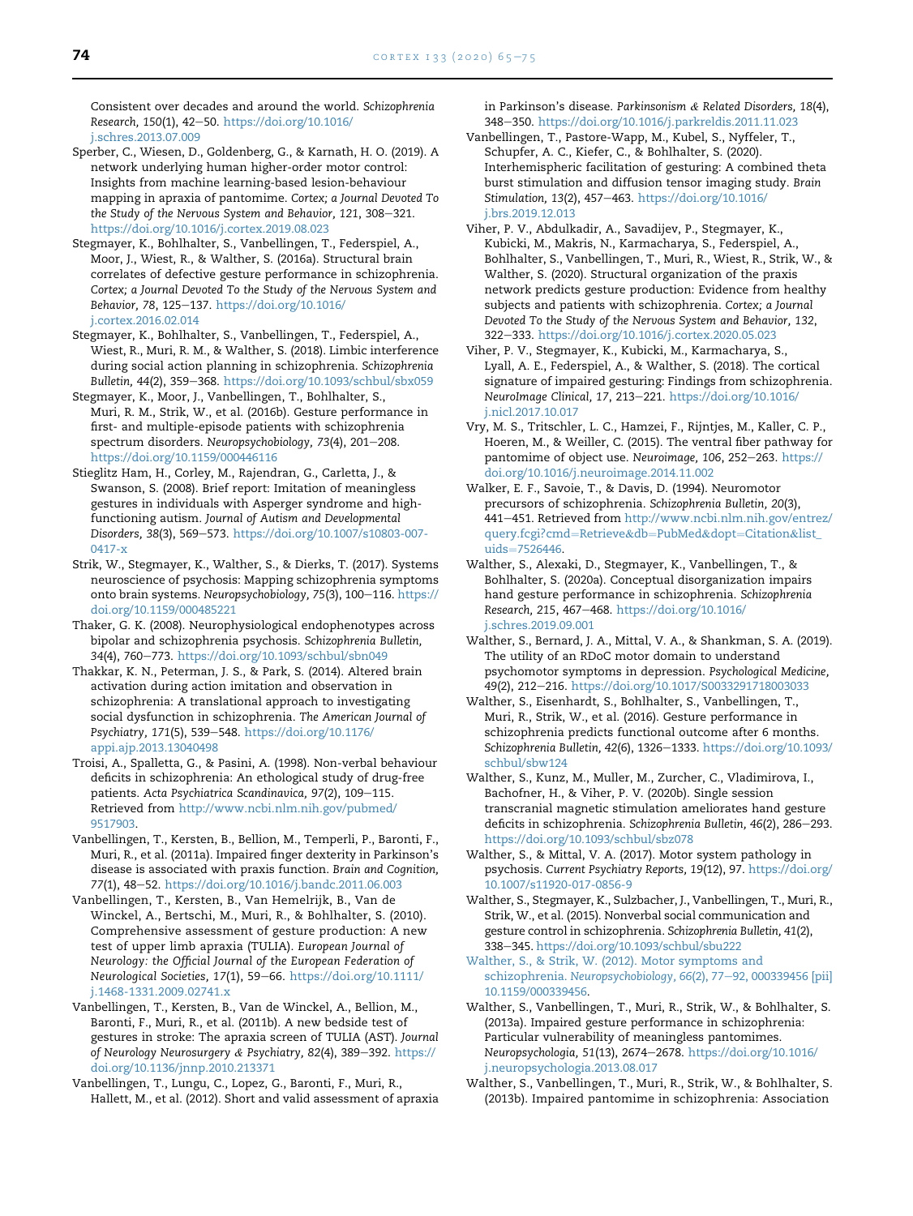Consistent over decades and around the world. *Schizophrenia Research, 150*(1), 42–50. https://doi.org/10.1016/j.schres.2013.07.009

Sperber, C., Wiesen, D., Goldenberg, G., & Karnath, H. O. (2019). A network underlying human higher-order motor control: Insights from machine learning-based lesion-behaviour mapping in apraxia of pantomime. *Cortex; a Journal Devoted To the Study of the Nervous System and Behavior, 121*, 308–321. https://doi.org/10.1016/j.cortex.2019.08.023

Stegmayer, K., Bohlhalter, S., Vanbellingen, T., Federspiel, A., Moor, J., Wiest, R., & Walther, S. (2016a). Structural brain correlates of defective gesture performance in schizophrenia. *Cortex; a Journal Devoted To the Study of the Nervous System and Behavior, 78*, 125–137. https://doi.org/10.1016/j.cortex.2016.02.014

Stegmayer, K., Bohlhalter, S., Vanbellingen, T., Federspiel, A., Wiest, R., Muri, R. M., & Walther, S. (2018). Limbic interference during social action planning in schizophrenia. *Schizophrenia Bulletin, 44*(2), 359–368. https://doi.org/10.1093/schbul/sbx059

Stegmayer, K., Moor, J., Vanbellingen, T., Bohlhalter, S., Muri, R. M., Strik, W., et al. (2016b). Gesture performance in first- and multiple-episode patients with schizophrenia spectrum disorders. *Neuropsychobiology, 73*(4), 201–208. https://doi.org/10.1159/000446116

Stieglitz Ham, H., Corley, M., Rajendran, G., Carletta, J., & Swanson, S. (2008). Brief report: Imitation of meaningless gestures in individuals with Asperger syndrome and high-functioning autism. *Journal of Autism and Developmental Disorders, 38*(3), 569–573. https://doi.org/10.1007/s10803-007-0417-x

Strik, W., Stegmayer, K., Walther, S., & Dierks, T. (2017). Systems neuroscience of psychosis: Mapping schizophrenia symptoms onto brain systems. *Neuropsychobiology, 75*(3), 100–116. https://doi.org/10.1159/000485221

Thaker, G. K. (2008). Neurophysiological endophenotypes across bipolar and schizophrenia psychosis. *Schizophrenia Bulletin, 34*(4), 760–773. https://doi.org/10.1093/schbul/sbn049

Thakkar, K. N., Peterman, J. S., & Park, S. (2014). Altered brain activation during action imitation and observation in schizophrenia: A translational approach to investigating social dysfunction in schizophrenia. *The American Journal of Psychiatry, 171*(5), 539–548. https://doi.org/10.1176/appi.ajp.2013.13040498

Troisi, A., Spalletta, G., & Pasini, A. (1998). Non-verbal behaviour deficits in schizophrenia: An ethological study of drug-free patients. *Acta Psychiatrica Scandinavica, 97*(2), 109–115. Retrieved from http://www.ncbi.nlm.nih.gov/pubmed/9517903.

Vanbellingen, T., Kersten, B., Bellion, M., Temperli, P., Baronti, F., Muri, R., et al. (2011a). Impaired finger dexterity in Parkinson's disease is associated with praxis function. *Brain and Cognition, 77*(1), 48–52. https://doi.org/10.1016/j.bandc.2011.06.003

Vanbellingen, T., Kersten, B., Van Hemelrijk, B., Van de Winckel, A., Bertschi, M., Muri, R., & Bohlhalter, S. (2010). Comprehensive assessment of gesture production: A new test of upper limb apraxia (TULIA). *European Journal of Neurology: the Official Journal of the European Federation of Neurological Societies, 17*(1), 59–66. https://doi.org/10.1111/j.1468-1331.2009.02741.x

Vanbellingen, T., Kersten, B., Van de Winckel, A., Bellion, M., Baronti, F., Muri, R., et al. (2011b). A new bedside test of gestures in stroke: The apraxia screen of TULIA (AST). *Journal of Neurology Neurosurgery & Psychiatry, 82*(4), 389–392. https://doi.org/10.1136/jnnp.2010.213371

Vanbellingen, T., Lungu, C., Lopez, G., Baronti, F., Muri, R., Hallett, M., et al. (2012). Short and valid assessment of apraxia in Parkinson's disease. *Parkinsonism & Related Disorders, 18*(4), 348–350. https://doi.org/10.1016/j.parkreldis.2011.11.023

Vanbellingen, T., Pastore-Wapp, M., Kubel, S., Nyffeler, T., Schupfer, A. C., Kiefer, C., & Bohlhalter, S. (2020). Interhemispheric facilitation of gesturing: A combined theta burst stimulation and diffusion tensor imaging study. *Brain Stimulation, 13*(2), 457–463. https://doi.org/10.1016/j.brs.2019.12.013

Viher, P. V., Abdulkadir, A., Savadijev, P., Stegmayer, K., Kubicki, M., Makris, N., Karmacharya, S., Federspiel, A., Bohlhalter, S., Vanbellingen, T., Muri, R., Wiest, R., Strik, W., & Walther, S. (2020). Structural organization of the praxis network predicts gesture production: Evidence from healthy subjects and patients with schizophrenia. *Cortex; a Journal Devoted To the Study of the Nervous System and Behavior, 132*, 322–333. https://doi.org/10.1016/j.cortex.2020.05.023

Viher, P. V., Stegmayer, K., Kubicki, M., Karmacharya, S., Lyall, A. E., Federspiel, A., & Walther, S. (2018). The cortical signature of impaired gesturing: Findings from schizophrenia. *NeuroImage Clinical, 17*, 213–221. https://doi.org/10.1016/j.nicl.2017.10.017

Vry, M. S., Tritschler, L. C., Hamzei, F., Rijntjes, M., Kaller, C. P., Hoeren, M., & Weiller, C. (2015). The ventral fiber pathway for pantomime of object use. *Neuroimage, 106*, 252–263. https://doi.org/10.1016/j.neuroimage.2014.11.002

Walker, E. F., Savoie, T., & Davis, D. (1994). Neuromotor precursors of schizophrenia. *Schizophrenia Bulletin, 20*(3), 441–451. Retrieved from http://www.ncbi.nlm.nih.gov/entrez/query.fcgi?cmd=Retrieve&db=PubMed&dopt=Citation&list_uids=7526446.

Walther, S., Alexaki, D., Stegmayer, K., Vanbellingen, T., & Bohlhalter, S. (2020a). Conceptual disorganization impairs hand gesture performance in schizophrenia. *Schizophrenia Research, 215*, 467–468. https://doi.org/10.1016/j.schres.2019.09.001

Walther, S., Bernard, J. A., Mittal, V. A., & Shankman, S. A. (2019). The utility of an RDoC motor domain to understand psychomotor symptoms in depression. *Psychological Medicine, 49*(2), 212–216. https://doi.org/10.1017/S0033291718003033

Walther, S., Eisenhardt, S., Bohlhalter, S., Vanbellingen, T., Muri, R., Strik, W., et al. (2016). Gesture performance in schizophrenia predicts functional outcome after 6 months. *Schizophrenia Bulletin, 42*(6), 1326–1333. https://doi.org/10.1093/schbul/sbw124

Walther, S., Kunz, M., Muller, M., Zurcher, C., Vladimirova, I., Bachofner, H., & Viher, P. V. (2020b). Single session transcranial magnetic stimulation ameliorates hand gesture deficits in schizophrenia. *Schizophrenia Bulletin, 46*(2), 286–293. https://doi.org/10.1093/schbul/sbz078

Walther, S., & Mittal, V. A. (2017). Motor system pathology in psychosis. *Current Psychiatry Reports, 19*(12), 97. https://doi.org/10.1007/s11920-017-0856-9

Walther, S., Stegmayer, K., Sulzbacher, J., Vanbellingen, T., Muri, R., Strik, W., et al. (2015). Nonverbal social communication and gesture control in schizophrenia. *Schizophrenia Bulletin, 41*(2), 338–345. https://doi.org/10.1093/schbul/sbu222

Walther, S., & Strik, W. (2012). Motor symptoms and schizophrenia. *Neuropsychobiology, 66*(2), 77–92, 000339456 [pii] 10.1159/000339456.

Walther, S., Vanbellingen, T., Muri, R., Strik, W., & Bohlhalter, S. (2013a). Impaired gesture performance in schizophrenia: Particular vulnerability of meaningless pantomimes. *Neuropsychologia, 51*(13), 2674–2678. https://doi.org/10.1016/j.neuropsychologia.2013.08.017

Walther, S., Vanbellingen, T., Muri, R., Strik, W., & Bohlhalter, S. (2013b). Impaired pantomime in schizophrenia: Association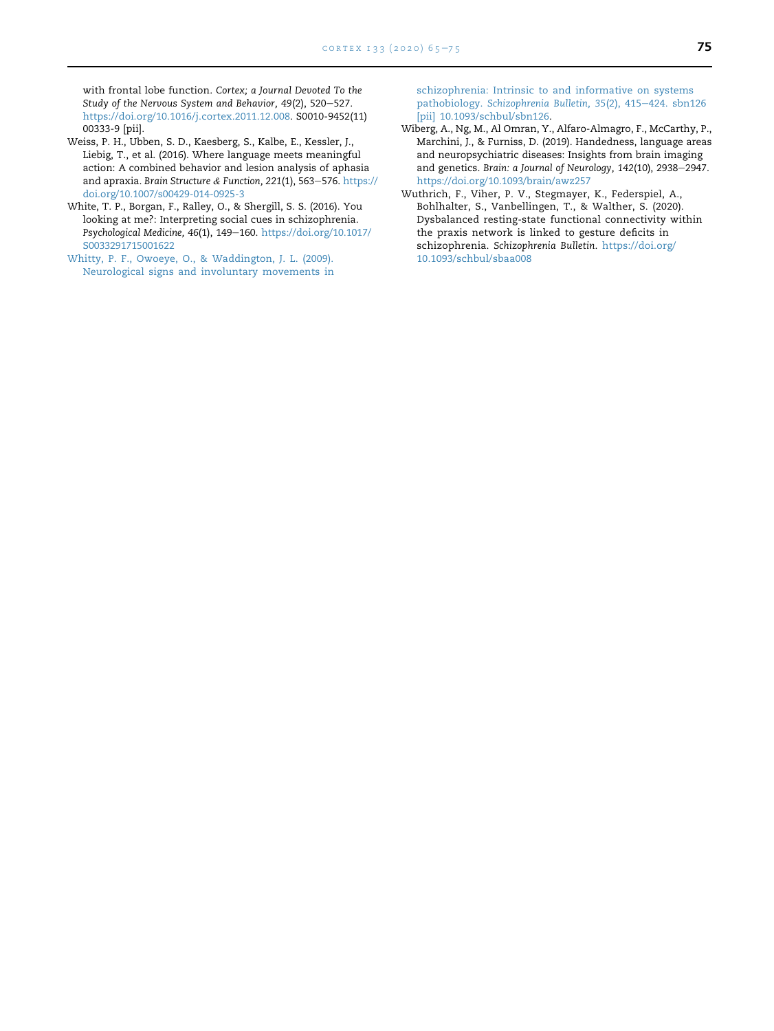with frontal lobe function. *Cortex; a Journal Devoted To the Study of the Nervous System and Behavior, 49*(2), 520–527. https://doi.org/10.1016/j.cortex.2011.12.008. S0010-9452(11) 00333-9 [pii].

Weiss, P. H., Ubben, S. D., Kaesberg, S., Kalbe, E., Kessler, J., Liebig, T., et al. (2016). Where language meets meaningful action: A combined behavior and lesion analysis of aphasia and apraxia. *Brain Structure & Function, 221*(1), 563–576. https://doi.org/10.1007/s00429-014-0925-3

White, T. P., Borgan, F., Ralley, O., & Shergill, S. S. (2016). You looking at me?: Interpreting social cues in schizophrenia. *Psychological Medicine, 46*(1), 149–160. https://doi.org/10.1017/S0033291715001622

Whitty, P. F., Owoeye, O., & Waddington, J. L. (2009). Neurological signs and involuntary movements in schizophrenia: Intrinsic to and informative on systems pathobiology. *Schizophrenia Bulletin, 35*(2), 415–424. sbn126 [pii] 10.1093/schbul/sbn126.

Wiberg, A., Ng, M., Al Omran, Y., Alfaro-Almagro, F., McCarthy, P., Marchini, J., & Furniss, D. (2019). Handedness, language areas and neuropsychiatric diseases: Insights from brain imaging and genetics. *Brain: a Journal of Neurology, 142*(10), 2938–2947. https://doi.org/10.1093/brain/awz257

Wuthrich, F., Viher, P. V., Stegmayer, K., Federspiel, A., Bohlhalter, S., Vanbellingen, T., & Walther, S. (2020). Dysbalanced resting-state functional connectivity within the praxis network is linked to gesture deficits in schizophrenia. *Schizophrenia Bulletin*. https://doi.org/10.1093/schbul/sbaa008